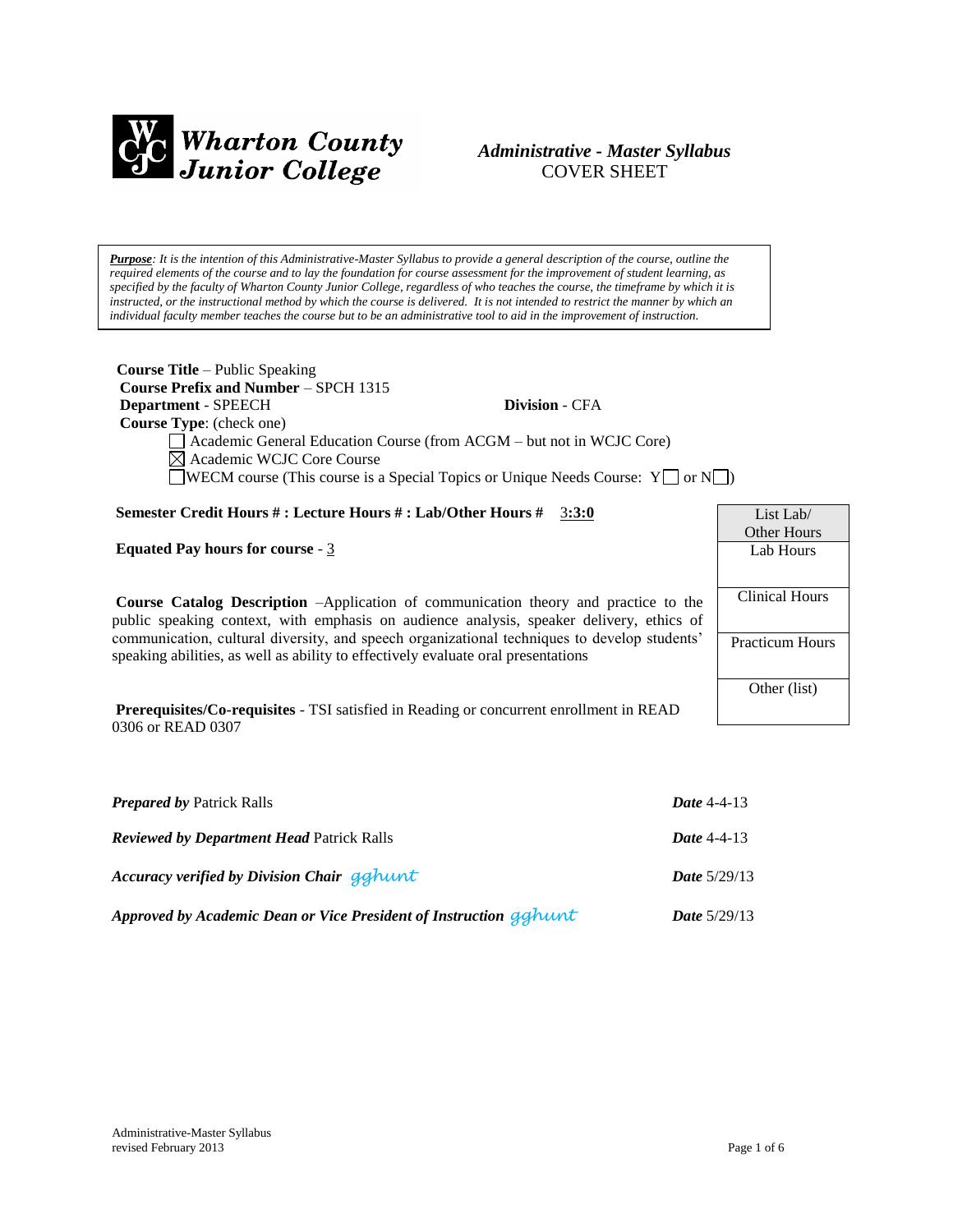# Wharton County Junior College

## *Administrative - Master Syllabus*
COVER SHEET

*__Purpose__: It is the intention of this Administrative-Master Syllabus to provide a general description of the course, outline the required elements of the course and to lay the foundation for course assessment for the improvement of student learning, as specified by the faculty of Wharton County Junior College, regardless of who teaches the course, the timeframe by which it is instructed, or the instructional method by which the course is delivered. It is not intended to restrict the manner by which an individual faculty member teaches the course but to be an administrative tool to aid in the improvement of instruction.*

**Course Title** – Public Speaking
**Course Prefix and Number** – SPCH 1315
**Department** - SPEECH **Division** - CFA
**Course Type**: (check one)

- ☐ Academic General Education Course (from ACGM – but not in WCJC Core)
- ☒ Academic WCJC Core Course
- ☐ WECM course (This course is a Special Topics or Unique Needs Course: Y☐ or N☐)

**Semester Credit Hours # : Lecture Hours # : Lab/Other Hours #** 3:3:0

**Equated Pay hours for course** - 3

| List Lab/ Other Hours |
|---|
| Lab Hours |
| Clinical Hours |
| Practicum Hours |
| Other (list) |

**Course Catalog Description** –Application of communication theory and practice to the public speaking context, with emphasis on audience analysis, speaker delivery, ethics of communication, cultural diversity, and speech organizational techniques to develop students' speaking abilities, as well as ability to effectively evaluate oral presentations

**Prerequisites/Co-requisites** - TSI satisfied in Reading or concurrent enrollment in READ 0306 or READ 0307

***Prepared by*** Patrick Ralls ***Date*** 4-4-13

***Reviewed by Department Head*** Patrick Ralls ***Date*** 4-4-13

***Accuracy verified by Division Chair*** gghunt ***Date*** 5/29/13

***Approved by Academic Dean or Vice President of Instruction*** gghunt ***Date*** 5/29/13

Administrative-Master Syllabus
revised February 2013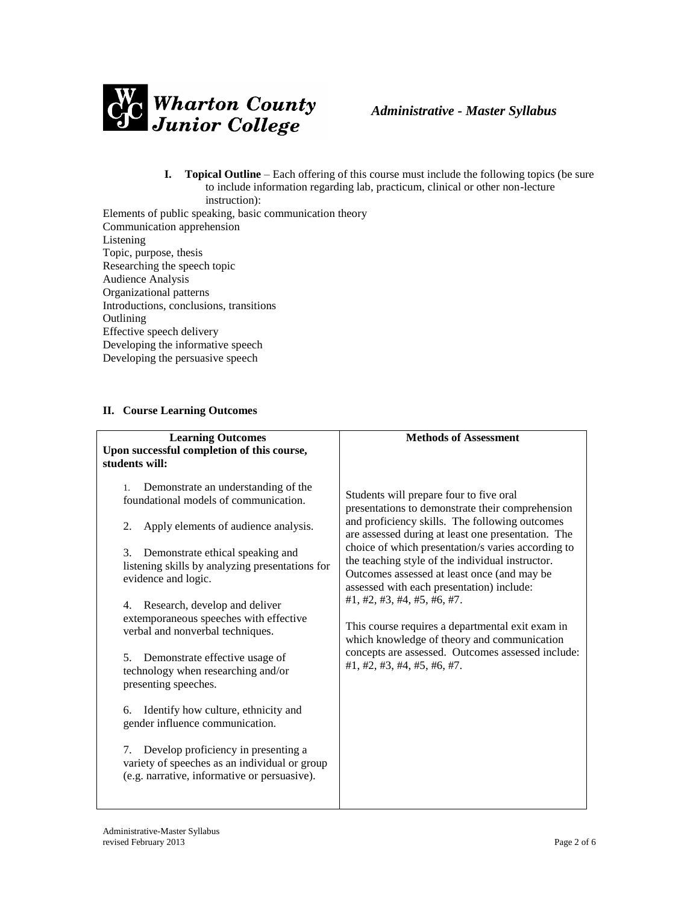**I. Topical Outline** – Each offering of this course must include the following topics (be sure to include information regarding lab, practicum, clinical or other non-lecture instruction):

Elements of public speaking, basic communication theory
Communication apprehension
Listening
Topic, purpose, thesis
Researching the speech topic
Audience Analysis
Organizational patterns
Introductions, conclusions, transitions
Outlining
Effective speech delivery
Developing the informative speech
Developing the persuasive speech

## II. Course Learning Outcomes

| Learning Outcomes<br>Upon successful completion of this course, students will: | Methods of Assessment |
|---|---|
| 1. Demonstrate an understanding of the foundational models of communication.<br><br>2. Apply elements of audience analysis.<br><br>3. Demonstrate ethical speaking and listening skills by analyzing presentations for evidence and logic.<br><br>4. Research, develop and deliver extemporaneous speeches with effective verbal and nonverbal techniques.<br><br>5. Demonstrate effective usage of technology when researching and/or presenting speeches.<br><br>6. Identify how culture, ethnicity and gender influence communication.<br><br>7. Develop proficiency in presenting a variety of speeches as an individual or group (e.g. narrative, informative or persuasive). | Students will prepare four to five oral presentations to demonstrate their comprehension and proficiency skills. The following outcomes are assessed during at least one presentation. The choice of which presentation/s varies according to the teaching style of the individual instructor. Outcomes assessed at least once (and may be assessed with each presentation) include: #1, #2, #3, #4, #5, #6, #7.<br><br>This course requires a departmental exit exam in which knowledge of theory and communication concepts are assessed. Outcomes assessed include: #1, #2, #3, #4, #5, #6, #7. |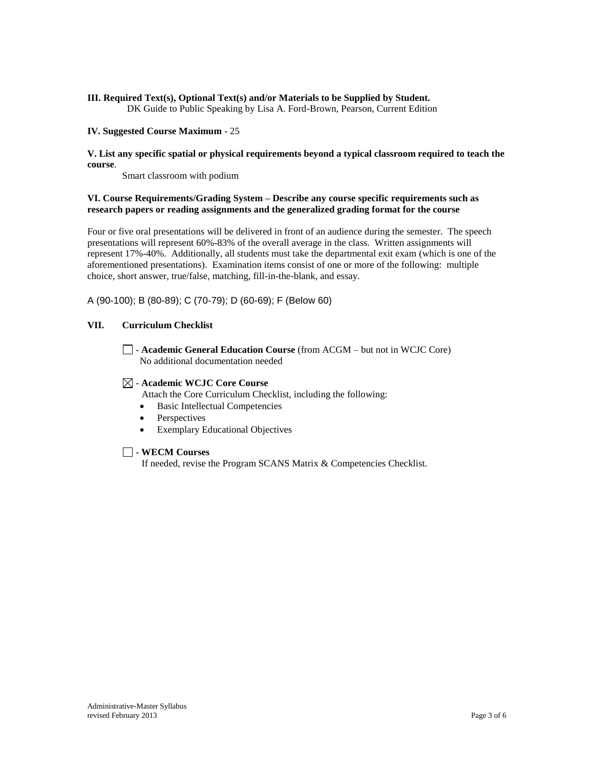**III. Required Text(s), Optional Text(s) and/or Materials to be Supplied by Student.**

DK Guide to Public Speaking by Lisa A. Ford-Brown, Pearson, Current Edition

**IV. Suggested Course Maximum** - 25

**V. List any specific spatial or physical requirements beyond a typical classroom required to teach the course**.

Smart classroom with podium

**VI. Course Requirements/Grading System – Describe any course specific requirements such as research papers or reading assignments and the generalized grading format for the course**

Four or five oral presentations will be delivered in front of an audience during the semester. The speech presentations will represent 60%-83% of the overall average in the class. Written assignments will represent 17%-40%. Additionally, all students must take the departmental exit exam (which is one of the aforementioned presentations). Examination items consist of one or more of the following: multiple choice, short answer, true/false, matching, fill-in-the-blank, and essay.

A (90-100); B (80-89); C (70-79); D (60-69); F (Below 60)

**VII. Curriculum Checklist**

☐ - **Academic General Education Course** (from ACGM – but not in WCJC Core)
No additional documentation needed

☒ - **Academic WCJC Core Course**
Attach the Core Curriculum Checklist, including the following:

- Basic Intellectual Competencies
- Perspectives
- Exemplary Educational Objectives

☐ - **WECM Courses**
If needed, revise the Program SCANS Matrix & Competencies Checklist.

Administrative-Master Syllabus
revised February 2013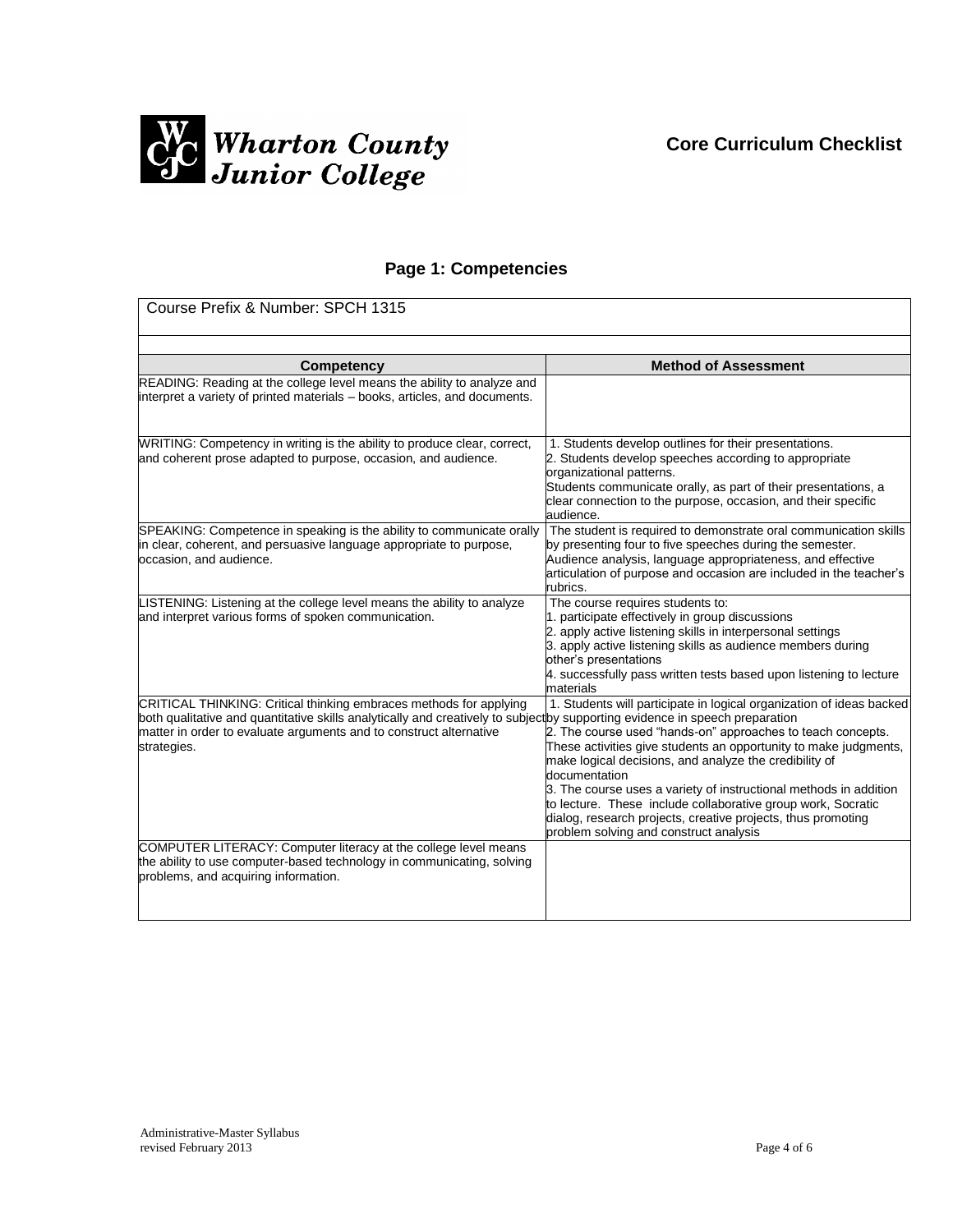Wharton County Junior College

**Core Curriculum Checklist**

## Page 1: Competencies

Course Prefix & Number: SPCH 1315

| Competency | Method of Assessment |
|---|---|
| READING: Reading at the college level means the ability to analyze and interpret a variety of printed materials – books, articles, and documents. | |
| WRITING: Competency in writing is the ability to produce clear, correct, and coherent prose adapted to purpose, occasion, and audience. | 1. Students develop outlines for their presentations.<br>2. Students develop speeches according to appropriate organizational patterns.<br>Students communicate orally, as part of their presentations, a clear connection to the purpose, occasion, and their specific audience. |
| SPEAKING: Competence in speaking is the ability to communicate orally in clear, coherent, and persuasive language appropriate to purpose, occasion, and audience. | The student is required to demonstrate oral communication skills by presenting four to five speeches during the semester. Audience analysis, language appropriateness, and effective articulation of purpose and occasion are included in the teacher's rubrics. |
| LISTENING: Listening at the college level means the ability to analyze and interpret various forms of spoken communication. | The course requires students to:<br>1. participate effectively in group discussions<br>2. apply active listening skills in interpersonal settings<br>3. apply active listening skills as audience members during other's presentations<br>4. successfully pass written tests based upon listening to lecture materials |
| CRITICAL THINKING: Critical thinking embraces methods for applying both qualitative and quantitative skills analytically and creatively to subject matter in order to evaluate arguments and to construct alternative strategies. | 1. Students will participate in logical organization of ideas backed by supporting evidence in speech preparation<br>2. The course used "hands-on" approaches to teach concepts. These activities give students an opportunity to make judgments, make logical decisions, and analyze the credibility of documentation<br>3. The course uses a variety of instructional methods in addition to lecture. These include collaborative group work, Socratic dialog, research projects, creative projects, thus promoting problem solving and construct analysis |
| COMPUTER LITERACY: Computer literacy at the college level means the ability to use computer-based technology in communicating, solving problems, and acquiring information. | |

Administrative-Master Syllabus
revised February 2013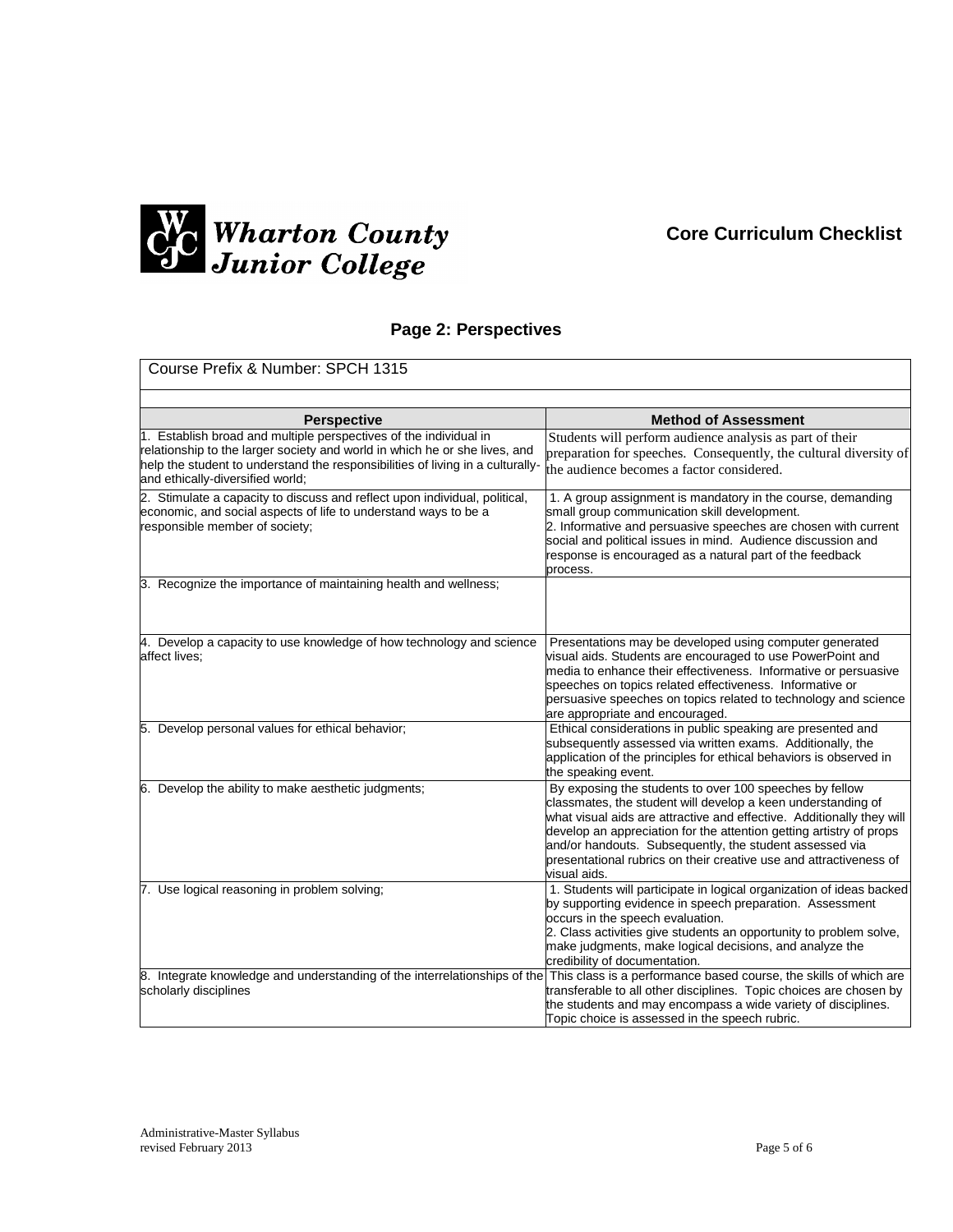Wharton County Junior College

**Core Curriculum Checklist**

## Page 2: Perspectives

Course Prefix & Number: SPCH 1315

| Perspective | Method of Assessment |
|---|---|
| 1. Establish broad and multiple perspectives of the individual in relationship to the larger society and world in which he or she lives, and help the student to understand the responsibilities of living in a culturally- and ethically-diversified world; | Students will perform audience analysis as part of their preparation for speeches. Consequently, the cultural diversity of the audience becomes a factor considered. |
| 2. Stimulate a capacity to discuss and reflect upon individual, political, economic, and social aspects of life to understand ways to be a responsible member of society; | 1. A group assignment is mandatory in the course, demanding small group communication skill development.<br>2. Informative and persuasive speeches are chosen with current social and political issues in mind. Audience discussion and response is encouraged as a natural part of the feedback process. |
| 3. Recognize the importance of maintaining health and wellness; | |
| 4. Develop a capacity to use knowledge of how technology and science affect lives; | Presentations may be developed using computer generated visual aids. Students are encouraged to use PowerPoint and media to enhance their effectiveness. Informative or persuasive speeches on topics related effectiveness. Informative or persuasive speeches on topics related to technology and science are appropriate and encouraged. |
| 5. Develop personal values for ethical behavior; | Ethical considerations in public speaking are presented and subsequently assessed via written exams. Additionally, the application of the principles for ethical behaviors is observed in the speaking event. |
| 6. Develop the ability to make aesthetic judgments; | By exposing the students to over 100 speeches by fellow classmates, the student will develop a keen understanding of what visual aids are attractive and effective. Additionally they will develop an appreciation for the attention getting artistry of props and/or handouts. Subsequently, the student assessed via presentational rubrics on their creative use and attractiveness of visual aids. |
| 7. Use logical reasoning in problem solving; | 1. Students will participate in logical organization of ideas backed by supporting evidence in speech preparation. Assessment occurs in the speech evaluation.<br>2. Class activities give students an opportunity to problem solve, make judgments, make logical decisions, and analyze the credibility of documentation. |
| 8. Integrate knowledge and understanding of the interrelationships of the scholarly disciplines | This class is a performance based course, the skills of which are transferable to all other disciplines. Topic choices are chosen by the students and may encompass a wide variety of disciplines. Topic choice is assessed in the speech rubric. |

Administrative-Master Syllabus
revised February 2013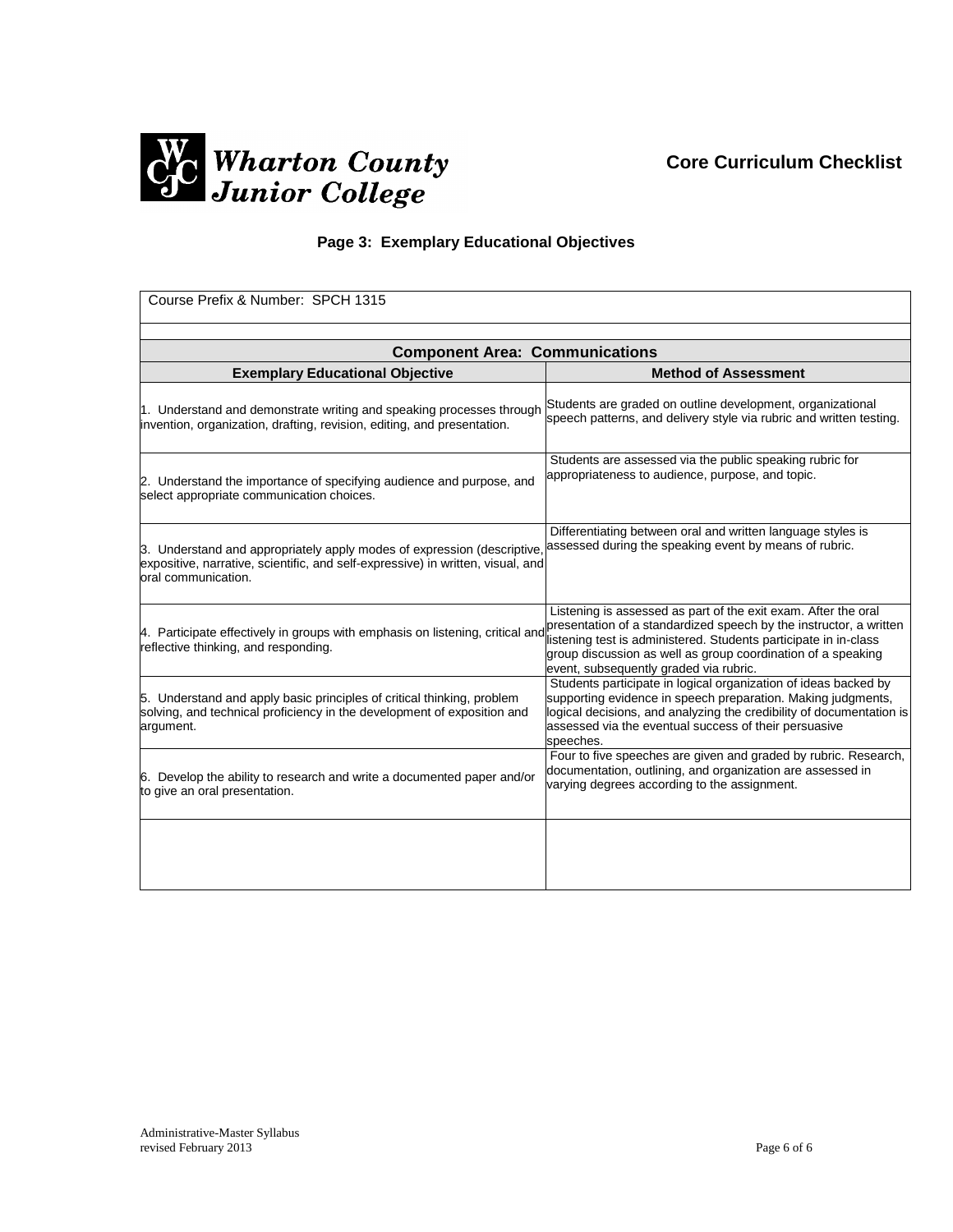Wharton County Junior College

**Core Curriculum Checklist**

### Page 3: Exemplary Educational Objectives

Course Prefix & Number: SPCH 1315

| Component Area: Communications | |
|---|---|
| **Exemplary Educational Objective** | **Method of Assessment** |
| 1. Understand and demonstrate writing and speaking processes through invention, organization, drafting, revision, editing, and presentation. | Students are graded on outline development, organizational speech patterns, and delivery style via rubric and written testing. |
| 2. Understand the importance of specifying audience and purpose, and select appropriate communication choices. | Students are assessed via the public speaking rubric for appropriateness to audience, purpose, and topic. |
| 3. Understand and appropriately apply modes of expression (descriptive, expositive, narrative, scientific, and self-expressive) in written, visual, and oral communication. | Differentiating between oral and written language styles is assessed during the speaking event by means of rubric. |
| 4. Participate effectively in groups with emphasis on listening, critical and reflective thinking, and responding. | Listening is assessed as part of the exit exam. After the oral presentation of a standardized speech by the instructor, a written listening test is administered. Students participate in in-class group discussion as well as group coordination of a speaking event, subsequently graded via rubric. |
| 5. Understand and apply basic principles of critical thinking, problem solving, and technical proficiency in the development of exposition and argument. | Students participate in logical organization of ideas backed by supporting evidence in speech preparation. Making judgments, logical decisions, and analyzing the credibility of documentation is assessed via the eventual success of their persuasive speeches. |
| 6. Develop the ability to research and write a documented paper and/or to give an oral presentation. | Four to five speeches are given and graded by rubric. Research, documentation, outlining, and organization are assessed in varying degrees according to the assignment. |
| | |

Administrative-Master Syllabus
revised February 2013